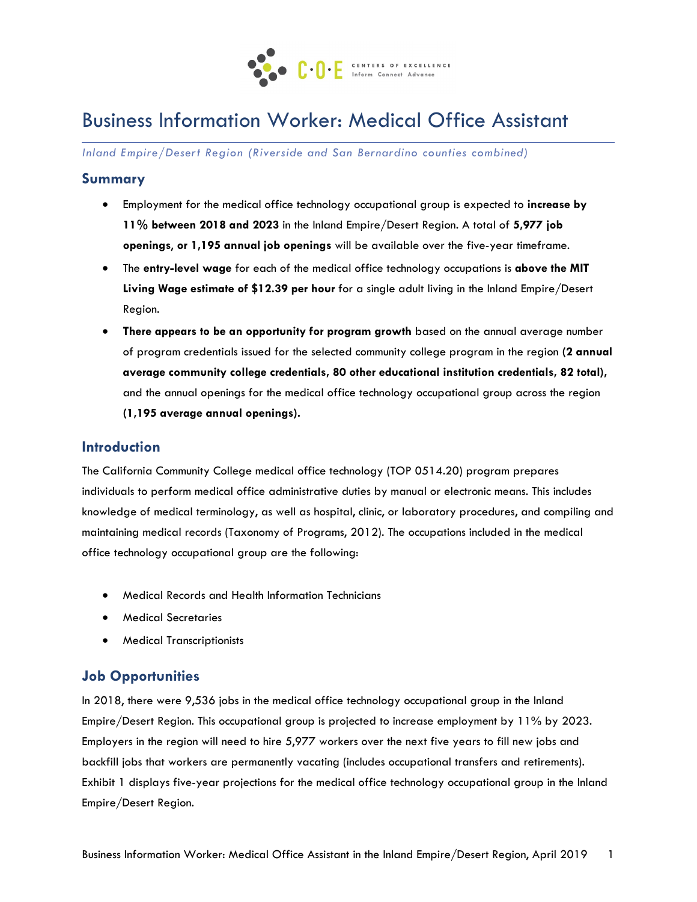# Business Information Worker: Medical Office Assistant

*Inland Empire/Desert Region (Riverside and San Bernardino counties combined)*

## Summary

- Employment for the medical office technology occupational group is expected to **increase by 11% between 2018 and 2023** in the Inland Empire/Desert Region. A total of **5,977 job openings, or 1,195 annual job openings** will be available over the five-year timeframe.
- The **entry-level wage** for each of the medical office technology occupations is **above the MIT Living Wage estimate of $12.39 per hour** for a single adult living in the Inland Empire/Desert Region.
- **There appears to be an opportunity for program growth** based on the annual average number of program credentials issued for the selected community college program in the region (**2 annual average community college credentials, 80 other educational institution credentials, 82 total**), and the annual openings for the medical office technology occupational group across the region **(1,195 average annual openings).**

## Introduction

The California Community College medical office technology (TOP 0514.20) program prepares individuals to perform medical office administrative duties by manual or electronic means. This includes knowledge of medical terminology, as well as hospital, clinic, or laboratory procedures, and compiling and maintaining medical records (Taxonomy of Programs, 2012). The occupations included in the medical office technology occupational group are the following:

- Medical Records and Health Information Technicians
- Medical Secretaries
- Medical Transcriptionists

## Job Opportunities

In 2018, there were 9,536 jobs in the medical office technology occupational group in the Inland Empire/Desert Region. This occupational group is projected to increase employment by 11% by 2023. Employers in the region will need to hire 5,977 workers over the next five years to fill new jobs and backfill jobs that workers are permanently vacating (includes occupational transfers and retirements). Exhibit 1 displays five-year projections for the medical office technology occupational group in the Inland Empire/Desert Region.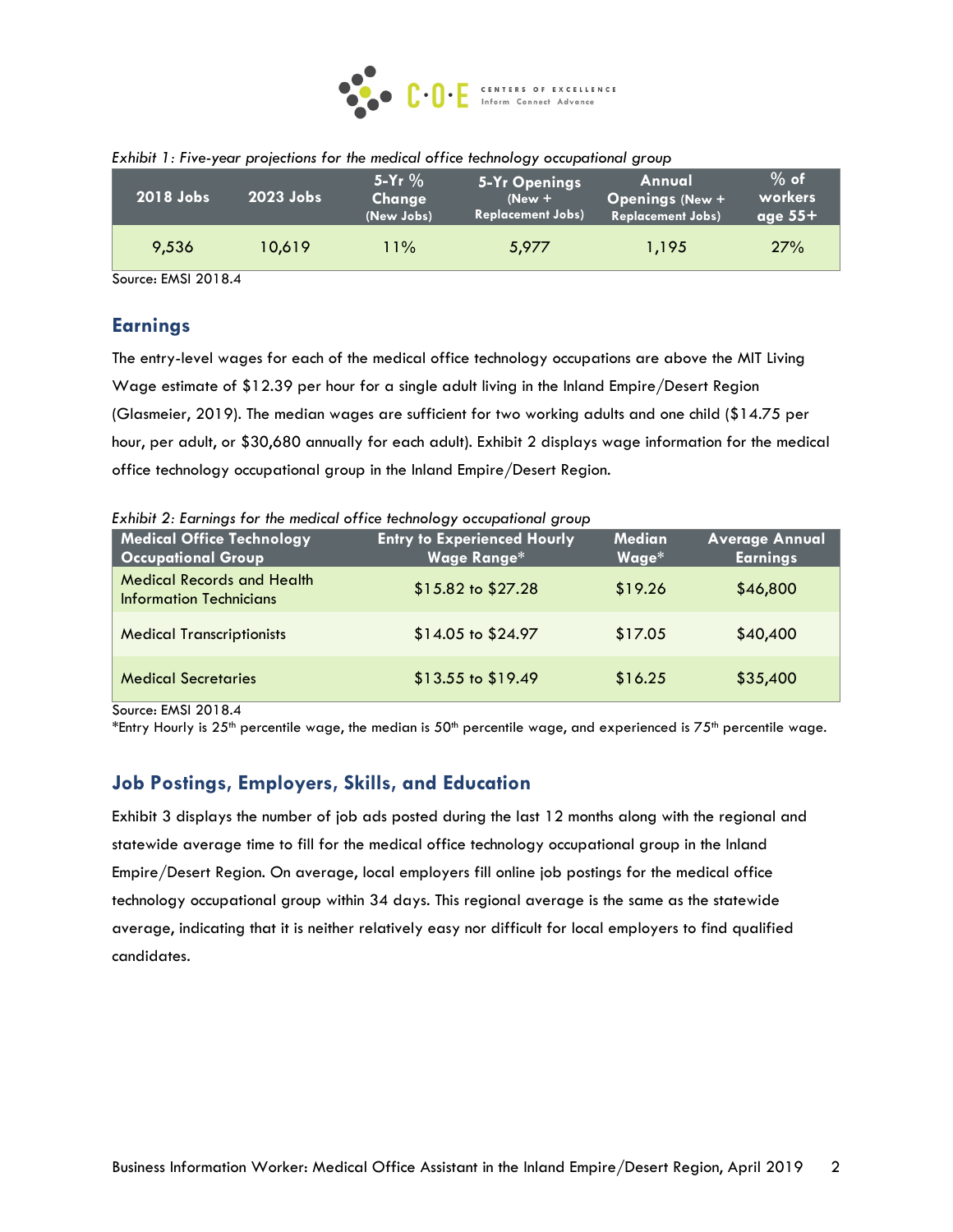*Exhibit 1: Five-year projections for the medical office technology occupational group*

| 2018 Jobs | 2023 Jobs | 5-Yr % Change (New Jobs) | 5-Yr Openings (New + Replacement Jobs) | Annual Openings (New + Replacement Jobs) | % of workers age 55+ |
|---|---|---|---|---|---|
| 9,536 | 10,619 | 11% | 5,977 | 1,195 | 27% |

Source: EMSI 2018.4

## Earnings

The entry-level wages for each of the medical office technology occupations are above the MIT Living Wage estimate of $12.39 per hour for a single adult living in the Inland Empire/Desert Region (Glasmeier, 2019). The median wages are sufficient for two working adults and one child ($14.75 per hour, per adult, or $30,680 annually for each adult). Exhibit 2 displays wage information for the medical office technology occupational group in the Inland Empire/Desert Region.

*Exhibit 2: Earnings for the medical office technology occupational group*

| Medical Office Technology Occupational Group | Entry to Experienced Hourly Wage Range* | Median Wage* | Average Annual Earnings |
|---|---|---|---|
| Medical Records and Health Information Technicians | $15.82 to $27.28 | $19.26 | $46,800 |
| Medical Transcriptionists | $14.05 to $24.97 | $17.05 | $40,400 |
| Medical Secretaries | $13.55 to $19.49 | $16.25 | $35,400 |

Source: EMSI 2018.4
*Entry Hourly is 25th percentile wage, the median is 50th percentile wage, and experienced is 75th percentile wage.

## Job Postings, Employers, Skills, and Education

Exhibit 3 displays the number of job ads posted during the last 12 months along with the regional and statewide average time to fill for the medical office technology occupational group in the Inland Empire/Desert Region. On average, local employers fill online job postings for the medical office technology occupational group within 34 days. This regional average is the same as the statewide average, indicating that it is neither relatively easy nor difficult for local employers to find qualified candidates.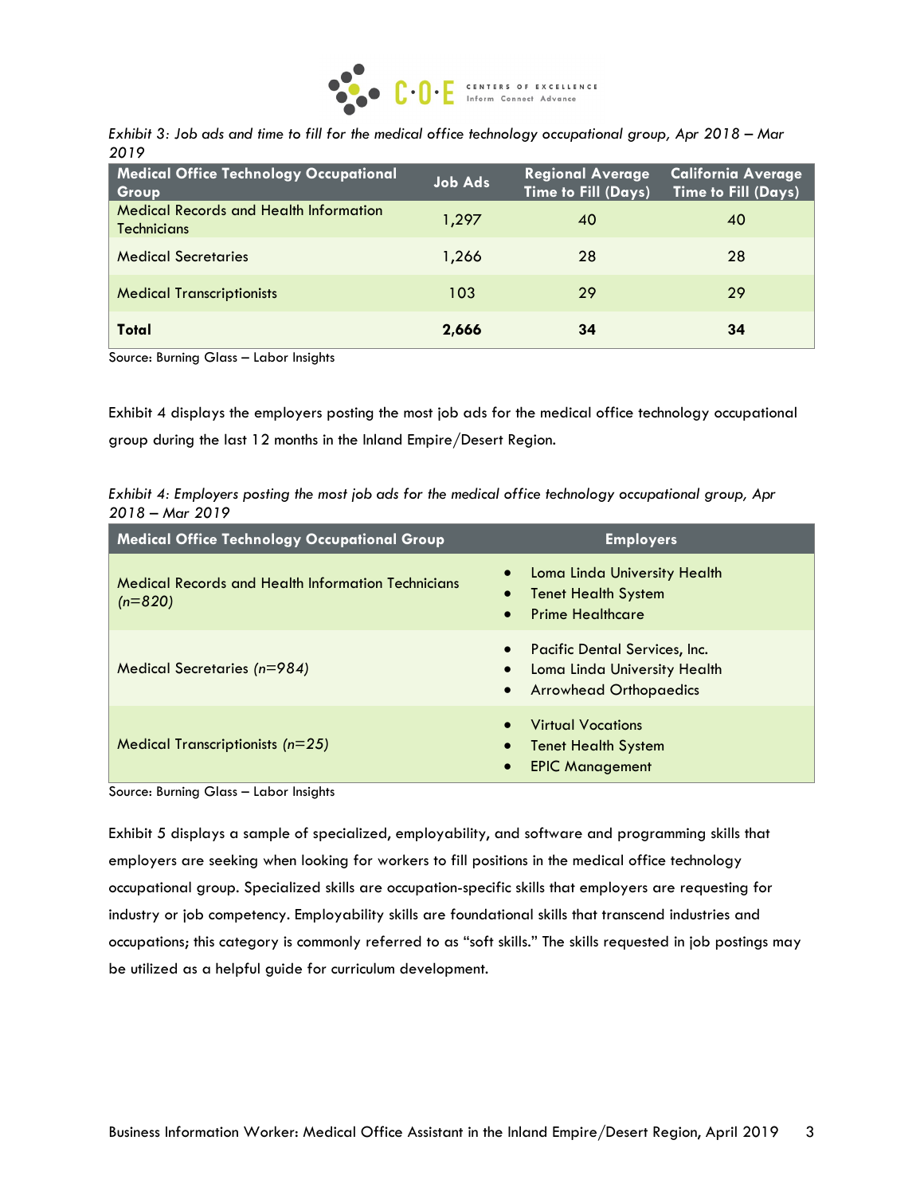*Exhibit 3: Job ads and time to fill for the medical office technology occupational group, Apr 2018 – Mar 2019*

| Medical Office Technology Occupational Group | Job Ads | Regional Average Time to Fill (Days) | California Average Time to Fill (Days) |
|---|---|---|---|
| Medical Records and Health Information Technicians | 1,297 | 40 | 40 |
| Medical Secretaries | 1,266 | 28 | 28 |
| Medical Transcriptionists | 103 | 29 | 29 |
| **Total** | **2,666** | **34** | **34** |

Source: Burning Glass – Labor Insights

Exhibit 4 displays the employers posting the most job ads for the medical office technology occupational group during the last 12 months in the Inland Empire/Desert Region.

*Exhibit 4: Employers posting the most job ads for the medical office technology occupational group, Apr 2018 – Mar 2019*

| Medical Office Technology Occupational Group | Employers |
|---|---|
| Medical Records and Health Information Technicians *(n=820)* | • Loma Linda University Health<br>• Tenet Health System<br>• Prime Healthcare |
| Medical Secretaries *(n=984)* | • Pacific Dental Services, Inc.<br>• Loma Linda University Health<br>• Arrowhead Orthopaedics |
| Medical Transcriptionists *(n=25)* | • Virtual Vocations<br>• Tenet Health System<br>• EPIC Management |

Source: Burning Glass – Labor Insights

Exhibit 5 displays a sample of specialized, employability, and software and programming skills that employers are seeking when looking for workers to fill positions in the medical office technology occupational group. Specialized skills are occupation-specific skills that employers are requesting for industry or job competency. Employability skills are foundational skills that transcend industries and occupations; this category is commonly referred to as "soft skills." The skills requested in job postings may be utilized as a helpful guide for curriculum development.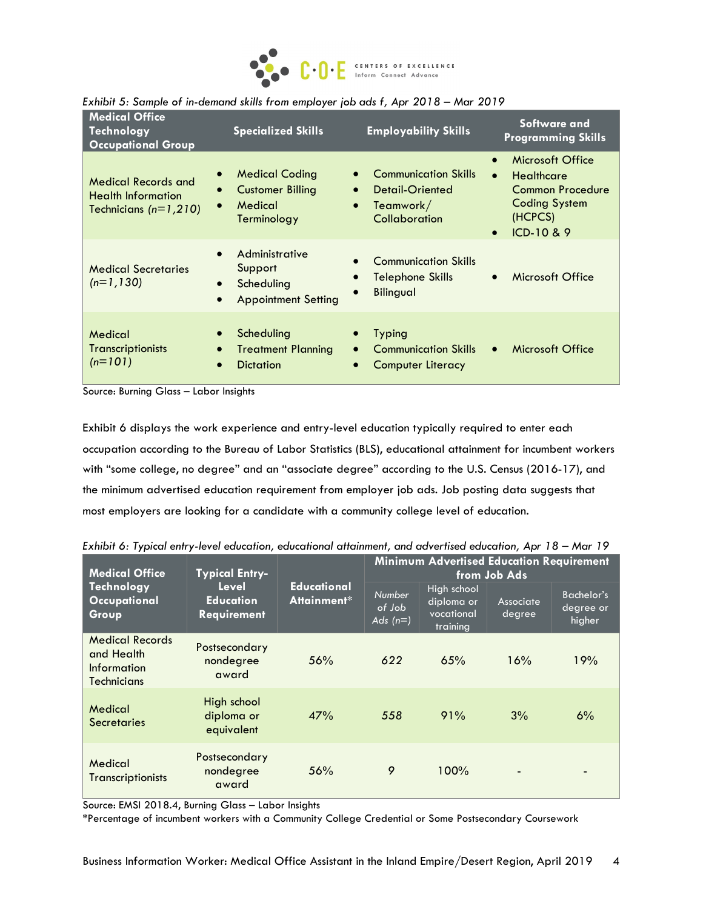*Exhibit 5: Sample of in-demand skills from employer job ads f, Apr 2018 – Mar 2019*

| Medical Office Technology Occupational Group | Specialized Skills | Employability Skills | Software and Programming Skills |
|---|---|---|---|
| Medical Records and Health Information Technicians *(n=1,210)* | • Medical Coding<br>• Customer Billing<br>• Medical Terminology | • Communication Skills<br>• Detail-Oriented<br>• Teamwork/ Collaboration | • Microsoft Office<br>• Healthcare Common Procedure Coding System (HCPCS)<br>• ICD-10 & 9 |
| Medical Secretaries *(n=1,130)* | • Administrative Support<br>• Scheduling<br>• Appointment Setting | • Communication Skills<br>• Telephone Skills<br>• Bilingual | • Microsoft Office |
| Medical Transcriptionists *(n=101)* | • Scheduling<br>• Treatment Planning<br>• Dictation | • Typing<br>• Communication Skills<br>• Computer Literacy | • Microsoft Office |

Source: Burning Glass – Labor Insights

Exhibit 6 displays the work experience and entry-level education typically required to enter each occupation according to the Bureau of Labor Statistics (BLS), educational attainment for incumbent workers with "some college, no degree" and an "associate degree" according to the U.S. Census (2016-17), and the minimum advertised education requirement from employer job ads. Job posting data suggests that most employers are looking for a candidate with a community college level of education.

*Exhibit 6: Typical entry-level education, educational attainment, and advertised education, Apr 18 – Mar 19*

| Medical Office Technology Occupational Group | Typical Entry-Level Education Requirement | Educational Attainment* | Minimum Advertised Education Requirement from Job Ads | | | |
|---|---|---|---|---|---|---|
| | | | *Number of Job Ads (n=)* | High school diploma or vocational training | Associate degree | Bachelor's degree or higher |
| Medical Records and Health Information Technicians | Postsecondary nondegree award | 56% | 622 | 65% | 16% | 19% |
| Medical Secretaries | High school diploma or equivalent | 47% | 558 | 91% | 3% | 6% |
| Medical Transcriptionists | Postsecondary nondegree award | 56% | 9 | 100% | - | - |

Source: EMSI 2018.4, Burning Glass – Labor Insights

*Percentage of incumbent workers with a Community College Credential or Some Postsecondary Coursework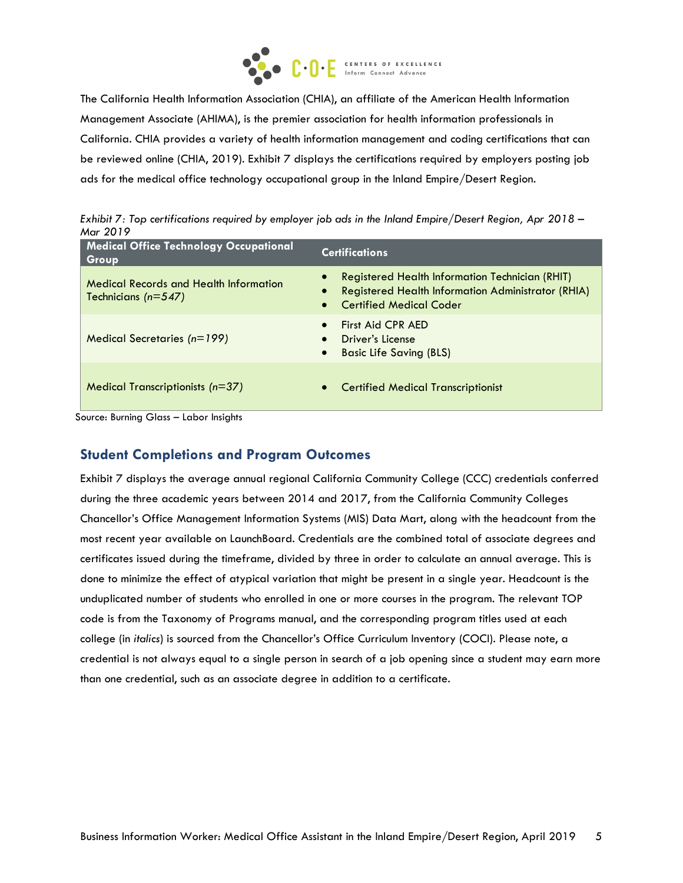The California Health Information Association (CHIA), an affiliate of the American Health Information Management Associate (AHIMA), is the premier association for health information professionals in California. CHIA provides a variety of health information management and coding certifications that can be reviewed online (CHIA, 2019). Exhibit 7 displays the certifications required by employers posting job ads for the medical office technology occupational group in the Inland Empire/Desert Region.

*Exhibit 7: Top certifications required by employer job ads in the Inland Empire/Desert Region, Apr 2018 – Mar 2019*

| Medical Office Technology Occupational Group | Certifications |
|---|---|
| Medical Records and Health Information Technicians *(n=547)* | • Registered Health Information Technician (RHIT)<br>• Registered Health Information Administrator (RHIA)<br>• Certified Medical Coder |
| Medical Secretaries *(n=199)* | • First Aid CPR AED<br>• Driver's License<br>• Basic Life Saving (BLS) |
| Medical Transcriptionists *(n=37)* | • Certified Medical Transcriptionist |

Source: Burning Glass – Labor Insights

## Student Completions and Program Outcomes

Exhibit 7 displays the average annual regional California Community College (CCC) credentials conferred during the three academic years between 2014 and 2017, from the California Community Colleges Chancellor's Office Management Information Systems (MIS) Data Mart, along with the headcount from the most recent year available on LaunchBoard. Credentials are the combined total of associate degrees and certificates issued during the timeframe, divided by three in order to calculate an annual average. This is done to minimize the effect of atypical variation that might be present in a single year. Headcount is the unduplicated number of students who enrolled in one or more courses in the program. The relevant TOP code is from the Taxonomy of Programs manual, and the corresponding program titles used at each college (in *italics*) is sourced from the Chancellor's Office Curriculum Inventory (COCI). Please note, a credential is not always equal to a single person in search of a job opening since a student may earn more than one credential, such as an associate degree in addition to a certificate.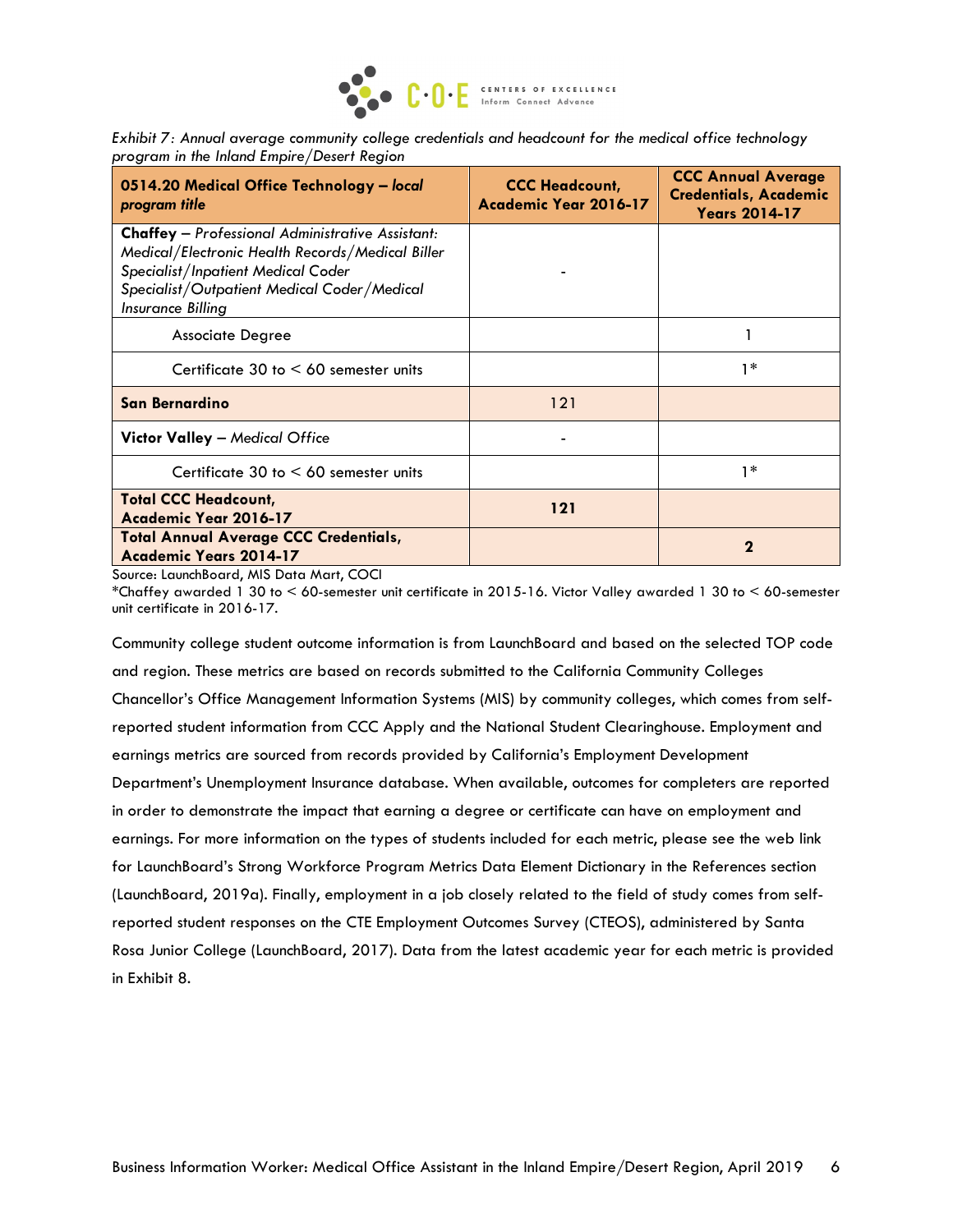*Exhibit 7: Annual average community college credentials and headcount for the medical office technology program in the Inland Empire/Desert Region*

| **0514.20 Medical Office Technology – *local program title*** | **CCC Headcount, Academic Year 2016-17** | **CCC Annual Average Credentials, Academic Years 2014-17** |
|---|---|---|
| **Chaffey** – *Professional Administrative Assistant: Medical/Electronic Health Records/Medical Biller Specialist/Inpatient Medical Coder Specialist/Outpatient Medical Coder/Medical Insurance Billing* | - | |
| Associate Degree | | 1 |
| Certificate 30 to < 60 semester units | | 1* |
| **San Bernardino** | 121 | |
| **Victor Valley** – *Medical Office* | - | |
| Certificate 30 to < 60 semester units | | 1* |
| **Total CCC Headcount, Academic Year 2016-17** | **121** | |
| **Total Annual Average CCC Credentials, Academic Years 2014-17** | | **2** |

Source: LaunchBoard, MIS Data Mart, COCI
*Chaffey awarded 1 30 to < 60-semester unit certificate in 2015-16. Victor Valley awarded 1 30 to < 60-semester unit certificate in 2016-17.

Community college student outcome information is from LaunchBoard and based on the selected TOP code and region. These metrics are based on records submitted to the California Community Colleges Chancellor's Office Management Information Systems (MIS) by community colleges, which comes from self-reported student information from CCC Apply and the National Student Clearinghouse. Employment and earnings metrics are sourced from records provided by California's Employment Development Department's Unemployment Insurance database. When available, outcomes for completers are reported in order to demonstrate the impact that earning a degree or certificate can have on employment and earnings. For more information on the types of students included for each metric, please see the web link for LaunchBoard's Strong Workforce Program Metrics Data Element Dictionary in the References section (LaunchBoard, 2019a). Finally, employment in a job closely related to the field of study comes from self-reported student responses on the CTE Employment Outcomes Survey (CTEOS), administered by Santa Rosa Junior College (LaunchBoard, 2017). Data from the latest academic year for each metric is provided in Exhibit 8.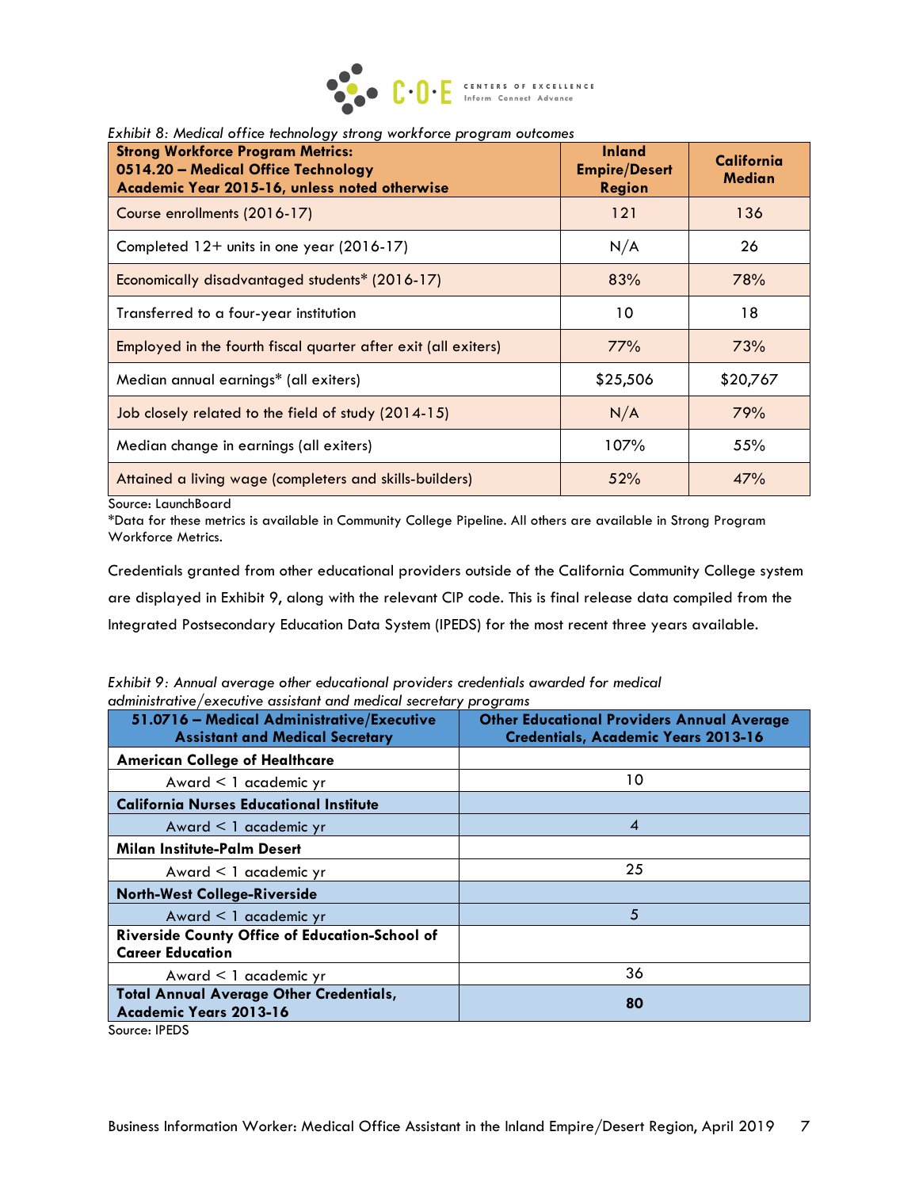*Exhibit 8: Medical office technology strong workforce program outcomes*

| **Strong Workforce Program Metrics: 0514.20 – Medical Office Technology Academic Year 2015-16, unless noted otherwise** | **Inland Empire/Desert Region** | **California Median** |
|---|---|---|
| Course enrollments (2016-17) | 121 | 136 |
| Completed 12+ units in one year (2016-17) | N/A | 26 |
| Economically disadvantaged students* (2016-17) | 83% | 78% |
| Transferred to a four-year institution | 10 | 18 |
| Employed in the fourth fiscal quarter after exit (all exiters) | 77% | 73% |
| Median annual earnings* (all exiters) | $25,506 | $20,767 |
| Job closely related to the field of study (2014-15) | N/A | 79% |
| Median change in earnings (all exiters) | 107% | 55% |
| Attained a living wage (completers and skills-builders) | 52% | 47% |

Source: LaunchBoard
*Data for these metrics is available in Community College Pipeline. All others are available in Strong Program Workforce Metrics.

Credentials granted from other educational providers outside of the California Community College system are displayed in Exhibit 9, along with the relevant CIP code. This is final release data compiled from the Integrated Postsecondary Education Data System (IPEDS) for the most recent three years available.

*Exhibit 9: Annual average other educational providers credentials awarded for medical administrative/executive assistant and medical secretary programs*

| **51.0716 – Medical Administrative/Executive Assistant and Medical Secretary** | **Other Educational Providers Annual Average Credentials, Academic Years 2013-16** |
|---|---|
| **American College of Healthcare** | |
| Award < 1 academic yr | 10 |
| **California Nurses Educational Institute** | |
| Award < 1 academic yr | 4 |
| **Milan Institute-Palm Desert** | |
| Award < 1 academic yr | 25 |
| **North-West College-Riverside** | |
| Award < 1 academic yr | 5 |
| **Riverside County Office of Education-School of Career Education** | |
| Award < 1 academic yr | 36 |
| **Total Annual Average Other Credentials, Academic Years 2013-16** | **80** |

Source: IPEDS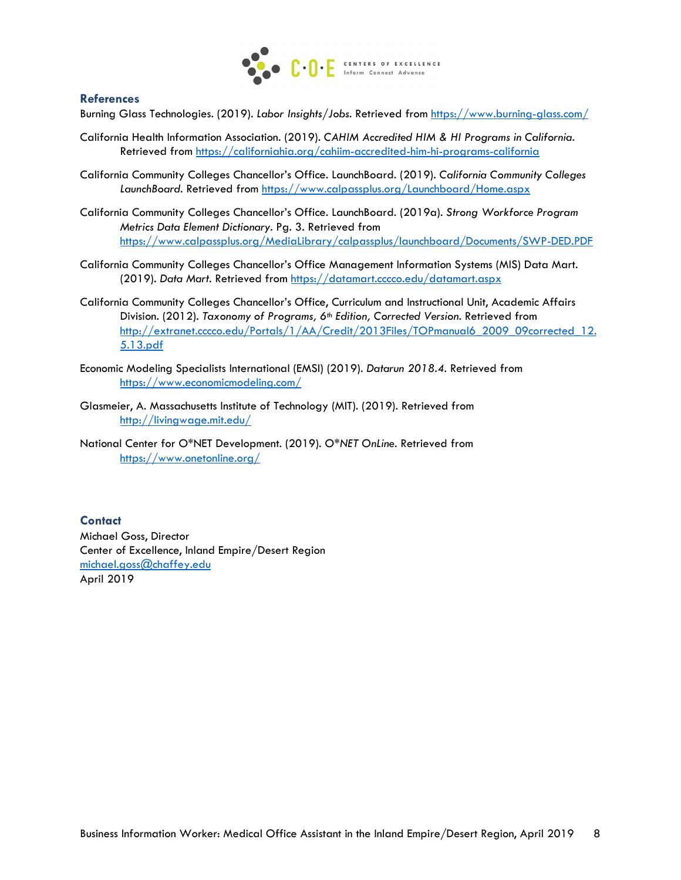## References

Burning Glass Technologies. (2019). *Labor Insights/Jobs.* Retrieved from https://www.burning-glass.com/

California Health Information Association. (2019). *CAHIM Accredited HIM & HI Programs in California.* Retrieved from https://californiahia.org/cahiim-accredited-him-hi-programs-california

California Community Colleges Chancellor's Office. LaunchBoard. (2019). *California Community Colleges LaunchBoard.* Retrieved from https://www.calpassplus.org/Launchboard/Home.aspx

California Community Colleges Chancellor's Office. LaunchBoard. (2019a). *Strong Workforce Program Metrics Data Element Dictionary*. Pg. 3. Retrieved from https://www.calpassplus.org/MediaLibrary/calpassplus/launchboard/Documents/SWP-DED.PDF

California Community Colleges Chancellor's Office Management Information Systems (MIS) Data Mart. (2019). *Data Mart.* Retrieved from https://datamart.cccco.edu/datamart.aspx

California Community Colleges Chancellor's Office, Curriculum and Instructional Unit, Academic Affairs Division. (2012). *Taxonomy of Programs, 6th Edition, Corrected Version.* Retrieved from http://extranet.cccco.edu/Portals/1/AA/Credit/2013Files/TOPmanual6_2009_09corrected_12.5.13.pdf

Economic Modeling Specialists International (EMSI) (2019). *Datarun 2018.4*. Retrieved from https://www.economicmodeling.com/

Glasmeier, A. Massachusetts Institute of Technology (MIT). (2019). Retrieved from http://livingwage.mit.edu/

National Center for O*NET Development. (2019). *O*NET OnLine.* Retrieved from https://www.onetonline.org/

## Contact

Michael Goss, Director
Center of Excellence, Inland Empire/Desert Region
michael.goss@chaffey.edu
April 2019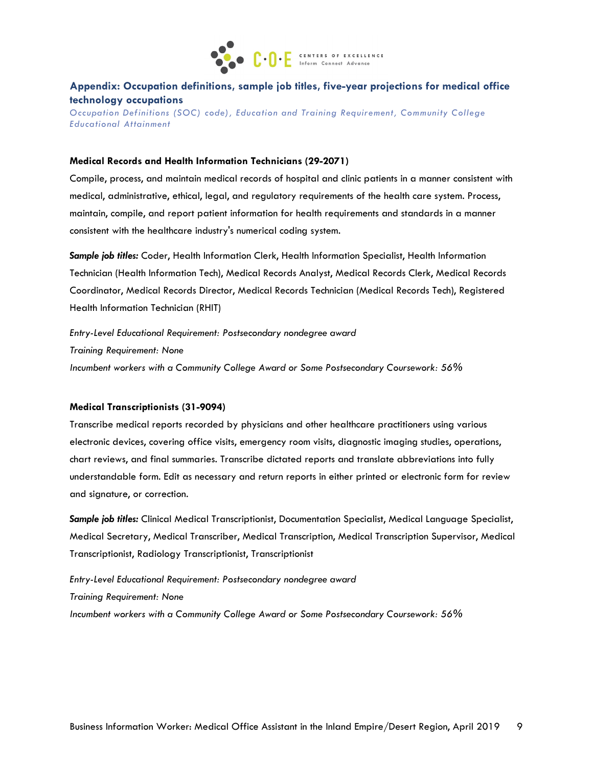## Appendix: Occupation definitions, sample job titles, five-year projections for medical office technology occupations

*Occupation Definitions (SOC) code), Education and Training Requirement, Community College Educational Attainment*

**Medical Records and Health Information Technicians (29-2071)**

Compile, process, and maintain medical records of hospital and clinic patients in a manner consistent with medical, administrative, ethical, legal, and regulatory requirements of the health care system. Process, maintain, compile, and report patient information for health requirements and standards in a manner consistent with the healthcare industry's numerical coding system.

***Sample job titles:*** Coder, Health Information Clerk, Health Information Specialist, Health Information Technician (Health Information Tech), Medical Records Analyst, Medical Records Clerk, Medical Records Coordinator, Medical Records Director, Medical Records Technician (Medical Records Tech), Registered Health Information Technician (RHIT)

*Entry-Level Educational Requirement: Postsecondary nondegree award*
*Training Requirement: None*
*Incumbent workers with a Community College Award or Some Postsecondary Coursework: 56%*

**Medical Transcriptionists (31-9094)**

Transcribe medical reports recorded by physicians and other healthcare practitioners using various electronic devices, covering office visits, emergency room visits, diagnostic imaging studies, operations, chart reviews, and final summaries. Transcribe dictated reports and translate abbreviations into fully understandable form. Edit as necessary and return reports in either printed or electronic form for review and signature, or correction.

***Sample job titles:*** Clinical Medical Transcriptionist, Documentation Specialist, Medical Language Specialist, Medical Secretary, Medical Transcriber, Medical Transcription, Medical Transcription Supervisor, Medical Transcriptionist, Radiology Transcriptionist, Transcriptionist

*Entry-Level Educational Requirement: Postsecondary nondegree award*
*Training Requirement: None*
*Incumbent workers with a Community College Award or Some Postsecondary Coursework: 56%*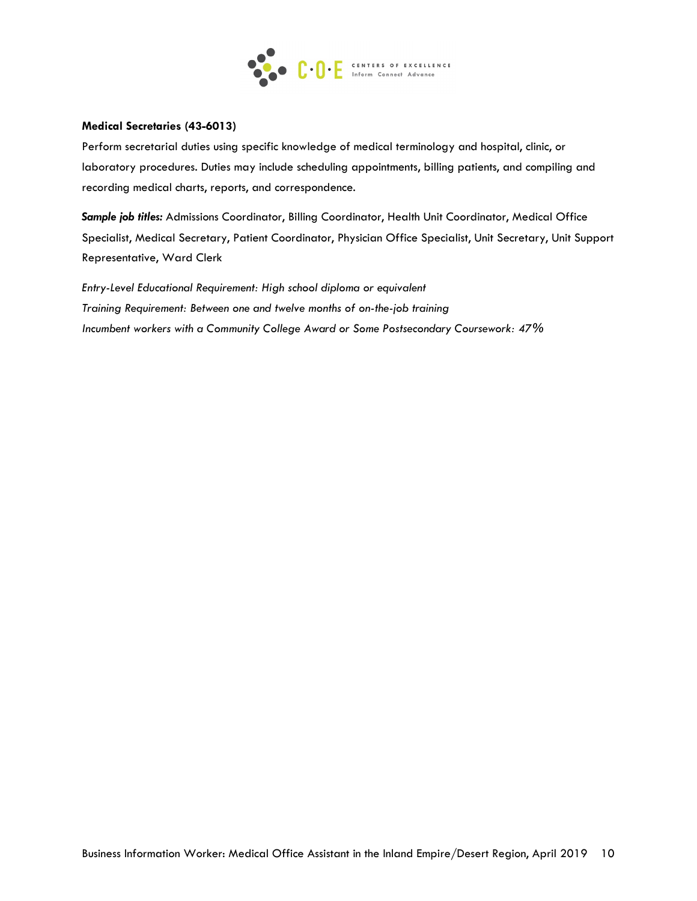**Medical Secretaries (43-6013)**

Perform secretarial duties using specific knowledge of medical terminology and hospital, clinic, or laboratory procedures. Duties may include scheduling appointments, billing patients, and compiling and recording medical charts, reports, and correspondence.

***Sample job titles:*** Admissions Coordinator, Billing Coordinator, Health Unit Coordinator, Medical Office Specialist, Medical Secretary, Patient Coordinator, Physician Office Specialist, Unit Secretary, Unit Support Representative, Ward Clerk

*Entry-Level Educational Requirement: High school diploma or equivalent*
*Training Requirement: Between one and twelve months of on-the-job training*
*Incumbent workers with a Community College Award or Some Postsecondary Coursework: 47%*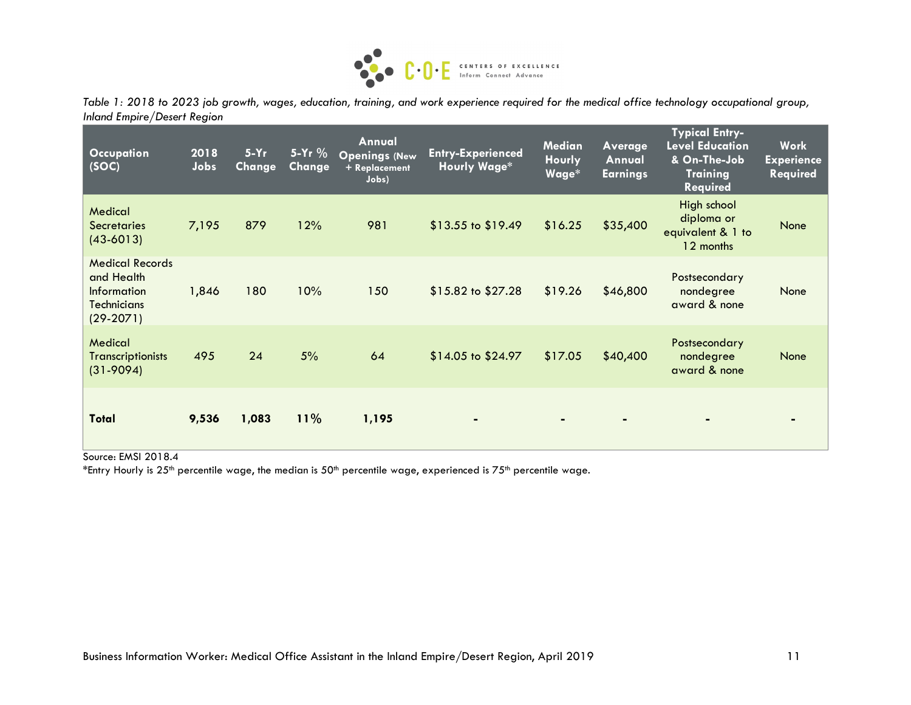*Table 1: 2018 to 2023 job growth, wages, education, training, and work experience required for the medical office technology occupational group, Inland Empire/Desert Region*

| Occupation (SOC) | 2018 Jobs | 5-Yr Change | 5-Yr % Change | Annual Openings (New + Replacement Jobs) | Entry-Experienced Hourly Wage* | Median Hourly Wage* | Average Annual Earnings | Typical Entry-Level Education & On-The-Job Training Required | Work Experience Required |
|---|---|---|---|---|---|---|---|---|---|
| Medical Secretaries (43-6013) | 7,195 | 879 | 12% | 981 | $13.55 to $19.49 | $16.25 | $35,400 | High school diploma or equivalent & 1 to 12 months | None |
| Medical Records and Health Information Technicians (29-2071) | 1,846 | 180 | 10% | 150 | $15.82 to $27.28 | $19.26 | $46,800 | Postsecondary nondegree award & none | None |
| Medical Transcriptionists (31-9094) | 495 | 24 | 5% | 64 | $14.05 to $24.97 | $17.05 | $40,400 | Postsecondary nondegree award & none | None |
| **Total** | **9,536** | **1,083** | **11%** | **1,195** | - | - | - | - | - |

Source: EMSI 2018.4

*Entry Hourly is 25th percentile wage, the median is 50th percentile wage, experienced is 75th percentile wage.